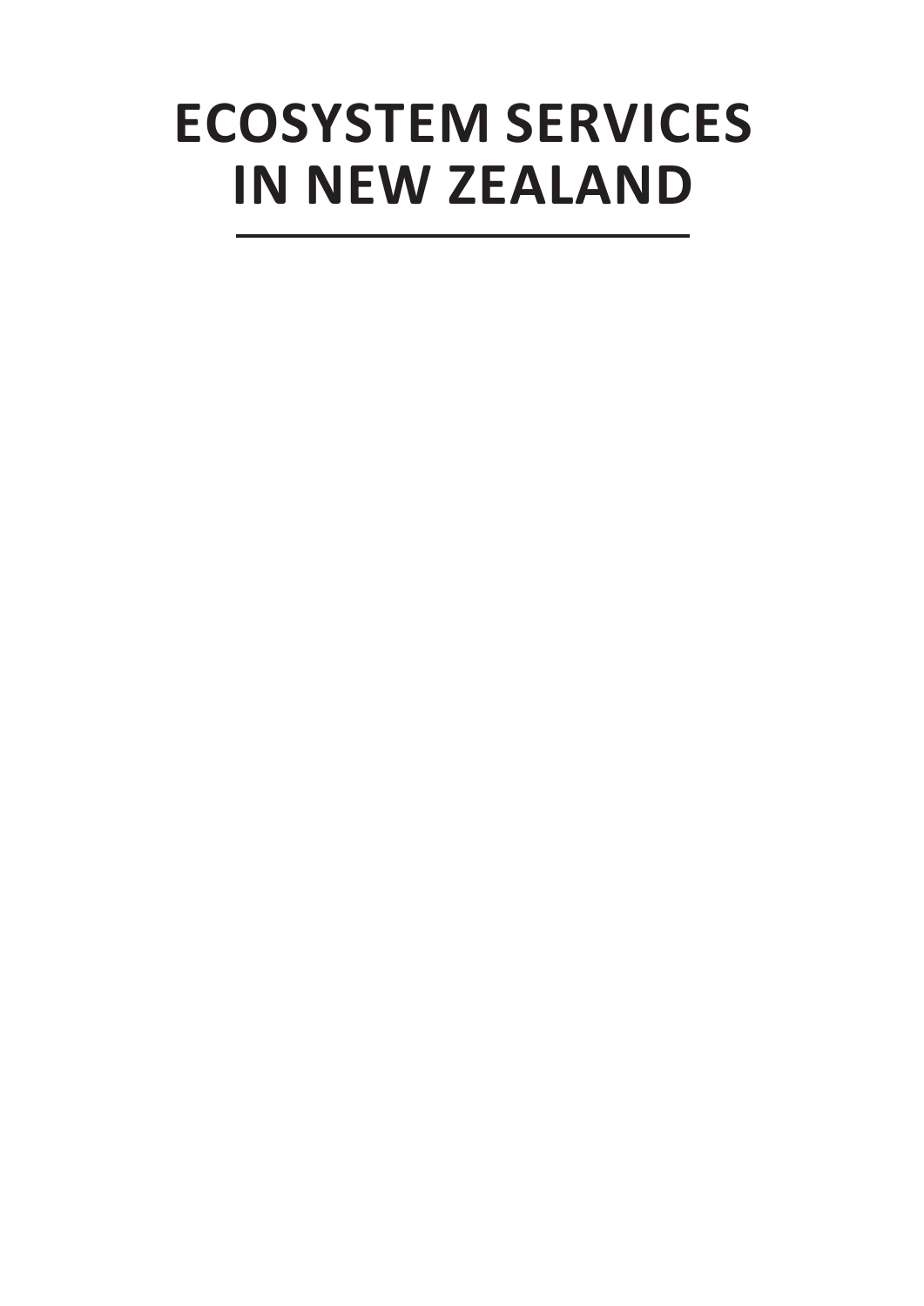# ECOSYSTEM SERVICES IN NEW ZEALAND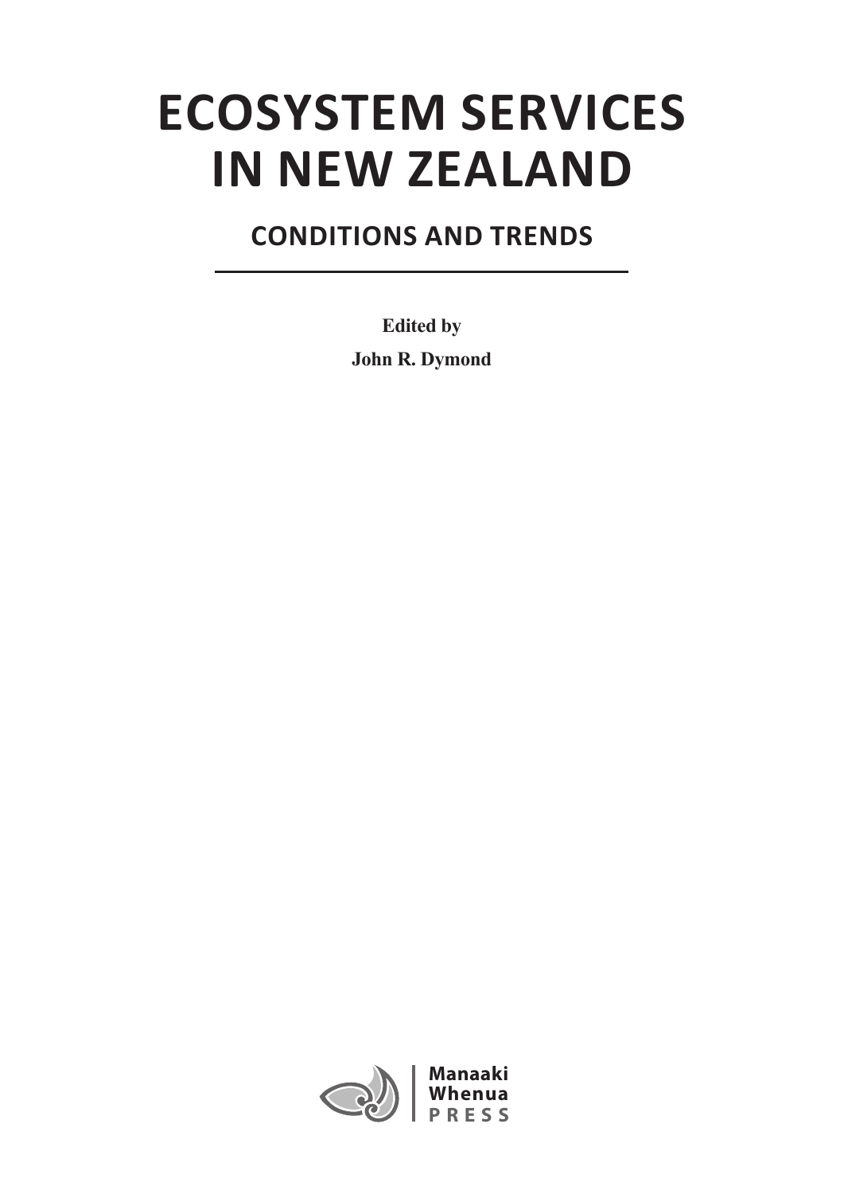# ECOSYSTEM SERVICES IN NEW ZEALAND

## CONDITIONS AND TRENDS

**Edited by**

**John R. Dymond**

Manaaki Whenua PRESS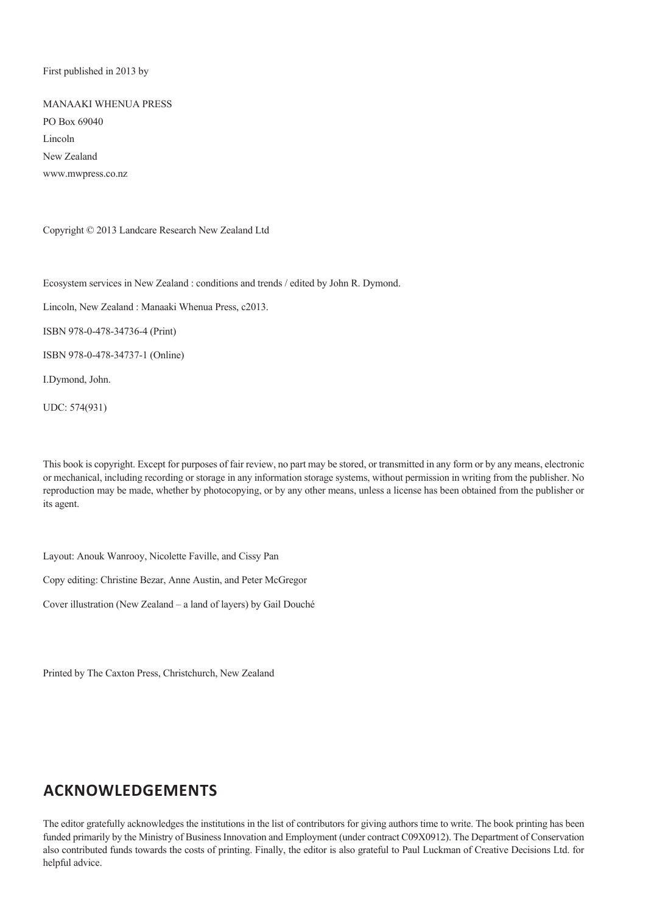First published in 2013 by

MANAAKI WHENUA PRESS

PO Box 69040

Lincoln

New Zealand

www.mwpress.co.nz

Copyright © 2013 Landcare Research New Zealand Ltd

Ecosystem services in New Zealand : conditions and trends / edited by John R. Dymond.

Lincoln, New Zealand : Manaaki Whenua Press, c2013.

ISBN 978-0-478-34736-4 (Print)

ISBN 978-0-478-34737-1 (Online)

I.Dymond, John.

UDC: 574(931)

This book is copyright. Except for purposes of fair review, no part may be stored, or transmitted in any form or by any means, electronic or mechanical, including recording or storage in any information storage systems, without permission in writing from the publisher. No reproduction may be made, whether by photocopying, or by any other means, unless a license has been obtained from the publisher or its agent.

Layout: Anouk Wanrooy, Nicolette Faville, and Cissy Pan

Copy editing: Christine Bezar, Anne Austin, and Peter McGregor

Cover illustration (New Zealand – a land of layers) by Gail Douché

Printed by The Caxton Press, Christchurch, New Zealand

## ACKNOWLEDGEMENTS

The editor gratefully acknowledges the institutions in the list of contributors for giving authors time to write. The book printing has been funded primarily by the Ministry of Business Innovation and Employment (under contract C09X0912). The Department of Conservation also contributed funds towards the costs of printing. Finally, the editor is also grateful to Paul Luckman of Creative Decisions Ltd. for helpful advice.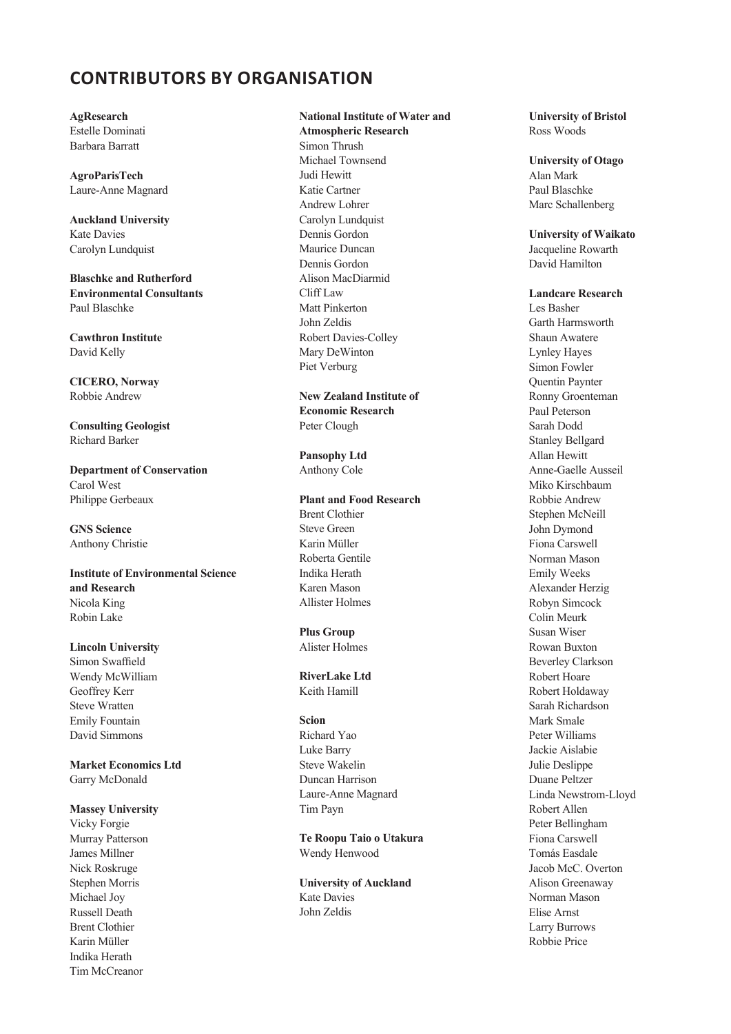## CONTRIBUTORS BY ORGANISATION

**AgResearch**
Estelle Dominati
Barbara Barratt

**AgroParisTech**
Laure-Anne Magnard

**Auckland University**
Kate Davies
Carolyn Lundquist

**Blaschke and Rutherford Environmental Consultants**
Paul Blaschke

**Cawthron Institute**
David Kelly

**CICERO, Norway**
Robbie Andrew

**Consulting Geologist**
Richard Barker

**Department of Conservation**
Carol West
Philippe Gerbeaux

**GNS Science**
Anthony Christie

**Institute of Environmental Science and Research**
Nicola King
Robin Lake

**Lincoln University**
Simon Swaffield
Wendy McWilliam
Geoffrey Kerr
Steve Wratten
Emily Fountain
David Simmons

**Market Economics Ltd**
Garry McDonald

**Massey University**
Vicky Forgie
Murray Patterson
James Millner
Nick Roskruge
Stephen Morris
Michael Joy
Russell Death
Brent Clothier
Karin Müller
Indika Herath
Tim McCreanor

**National Institute of Water and Atmospheric Research**
Simon Thrush
Michael Townsend
Judi Hewitt
Katie Cartner
Andrew Lohrer
Carolyn Lundquist
Dennis Gordon
Maurice Duncan
Dennis Gordon
Alison MacDiarmid
Cliff Law
Matt Pinkerton
John Zeldis
Robert Davies-Colley
Mary DeWinton
Piet Verburg

**New Zealand Institute of Economic Research**
Peter Clough

**Pansophy Ltd**
Anthony Cole

**Plant and Food Research**
Brent Clothier
Steve Green
Karin Müller
Roberta Gentile
Indika Herath
Karen Mason
Allister Holmes

**Plus Group**
Alister Holmes

**RiverLake Ltd**
Keith Hamill

**Scion**
Richard Yao
Luke Barry
Steve Wakelin
Duncan Harrison
Laure-Anne Magnard
Tim Payn

**Te Roopu Taio o Utakura**
Wendy Henwood

**University of Auckland**
Kate Davies
John Zeldis

**University of Bristol**
Ross Woods

**University of Otago**
Alan Mark
Paul Blaschke
Marc Schallenberg

**University of Waikato**
Jacqueline Rowarth
David Hamilton

**Landcare Research**
Les Basher
Garth Harmsworth
Shaun Awatere
Lynley Hayes
Simon Fowler
Quentin Paynter
Ronny Groenteman
Paul Peterson
Sarah Dodd
Stanley Bellgard
Allan Hewitt
Anne-Gaelle Ausseil
Miko Kirschbaum
Robbie Andrew
Stephen McNeill
John Dymond
Fiona Carswell
Norman Mason
Emily Weeks
Alexander Herzig
Robyn Simcock
Colin Meurk
Susan Wiser
Rowan Buxton
Beverley Clarkson
Robert Hoare
Robert Holdaway
Sarah Richardson
Mark Smale
Peter Williams
Jackie Aislabie
Julie Deslippe
Duane Peltzer
Linda Newstrom-Lloyd
Robert Allen
Peter Bellingham
Fiona Carswell
Tomás Easdale
Jacob McC. Overton
Alison Greenaway
Norman Mason
Elise Arnst
Larry Burrows
Robbie Price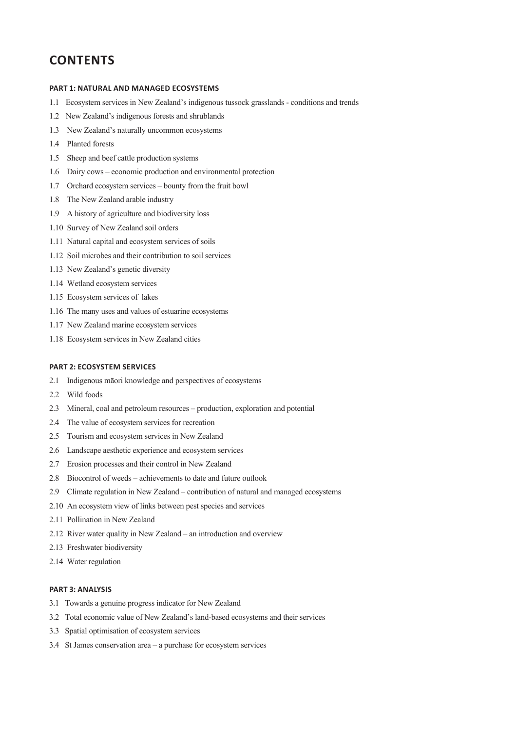# CONTENTS

### PART 1: NATURAL AND MANAGED ECOSYSTEMS

1.1 Ecosystem services in New Zealand's indigenous tussock grasslands - conditions and trends

1.2 New Zealand's indigenous forests and shrublands

1.3 New Zealand's naturally uncommon ecosystems

1.4 Planted forests

1.5 Sheep and beef cattle production systems

1.6 Dairy cows – economic production and environmental protection

1.7 Orchard ecosystem services – bounty from the fruit bowl

1.8 The New Zealand arable industry

1.9 A history of agriculture and biodiversity loss

1.10 Survey of New Zealand soil orders

1.11 Natural capital and ecosystem services of soils

1.12 Soil microbes and their contribution to soil services

1.13 New Zealand's genetic diversity

1.14 Wetland ecosystem services

1.15 Ecosystem services of lakes

1.16 The many uses and values of estuarine ecosystems

1.17 New Zealand marine ecosystem services

1.18 Ecosystem services in New Zealand cities

### PART 2: ECOSYSTEM SERVICES

2.1 Indigenous māori knowledge and perspectives of ecosystems

2.2 Wild foods

2.3 Mineral, coal and petroleum resources – production, exploration and potential

2.4 The value of ecosystem services for recreation

2.5 Tourism and ecosystem services in New Zealand

2.6 Landscape aesthetic experience and ecosystem services

2.7 Erosion processes and their control in New Zealand

2.8 Biocontrol of weeds – achievements to date and future outlook

2.9 Climate regulation in New Zealand – contribution of natural and managed ecosystems

2.10 An ecosystem view of links between pest species and services

2.11 Pollination in New Zealand

2.12 River water quality in New Zealand – an introduction and overview

2.13 Freshwater biodiversity

2.14 Water regulation

### PART 3: ANALYSIS

3.1 Towards a genuine progress indicator for New Zealand

3.2 Total economic value of New Zealand's land-based ecosystems and their services

3.3 Spatial optimisation of ecosystem services

3.4 St James conservation area – a purchase for ecosystem services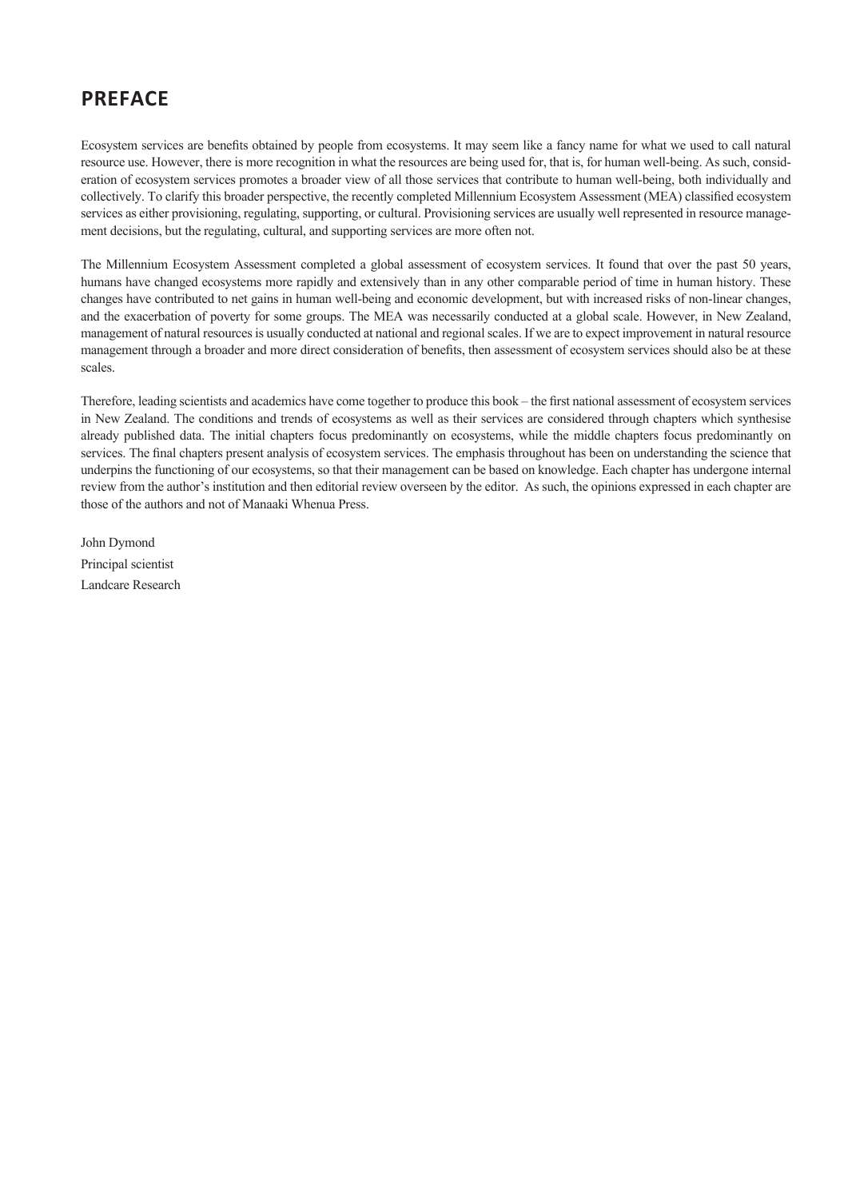# PREFACE

Ecosystem services are benefits obtained by people from ecosystems. It may seem like a fancy name for what we used to call natural resource use. However, there is more recognition in what the resources are being used for, that is, for human well-being. As such, consideration of ecosystem services promotes a broader view of all those services that contribute to human well-being, both individually and collectively. To clarify this broader perspective, the recently completed Millennium Ecosystem Assessment (MEA) classified ecosystem services as either provisioning, regulating, supporting, or cultural. Provisioning services are usually well represented in resource management decisions, but the regulating, cultural, and supporting services are more often not.

The Millennium Ecosystem Assessment completed a global assessment of ecosystem services. It found that over the past 50 years, humans have changed ecosystems more rapidly and extensively than in any other comparable period of time in human history. These changes have contributed to net gains in human well-being and economic development, but with increased risks of non-linear changes, and the exacerbation of poverty for some groups. The MEA was necessarily conducted at a global scale. However, in New Zealand, management of natural resources is usually conducted at national and regional scales. If we are to expect improvement in natural resource management through a broader and more direct consideration of benefits, then assessment of ecosystem services should also be at these scales.

Therefore, leading scientists and academics have come together to produce this book – the first national assessment of ecosystem services in New Zealand. The conditions and trends of ecosystems as well as their services are considered through chapters which synthesise already published data. The initial chapters focus predominantly on ecosystems, while the middle chapters focus predominantly on services. The final chapters present analysis of ecosystem services. The emphasis throughout has been on understanding the science that underpins the functioning of our ecosystems, so that their management can be based on knowledge. Each chapter has undergone internal review from the author's institution and then editorial review overseen by the editor. As such, the opinions expressed in each chapter are those of the authors and not of Manaaki Whenua Press.

John Dymond  
Principal scientist  
Landcare Research